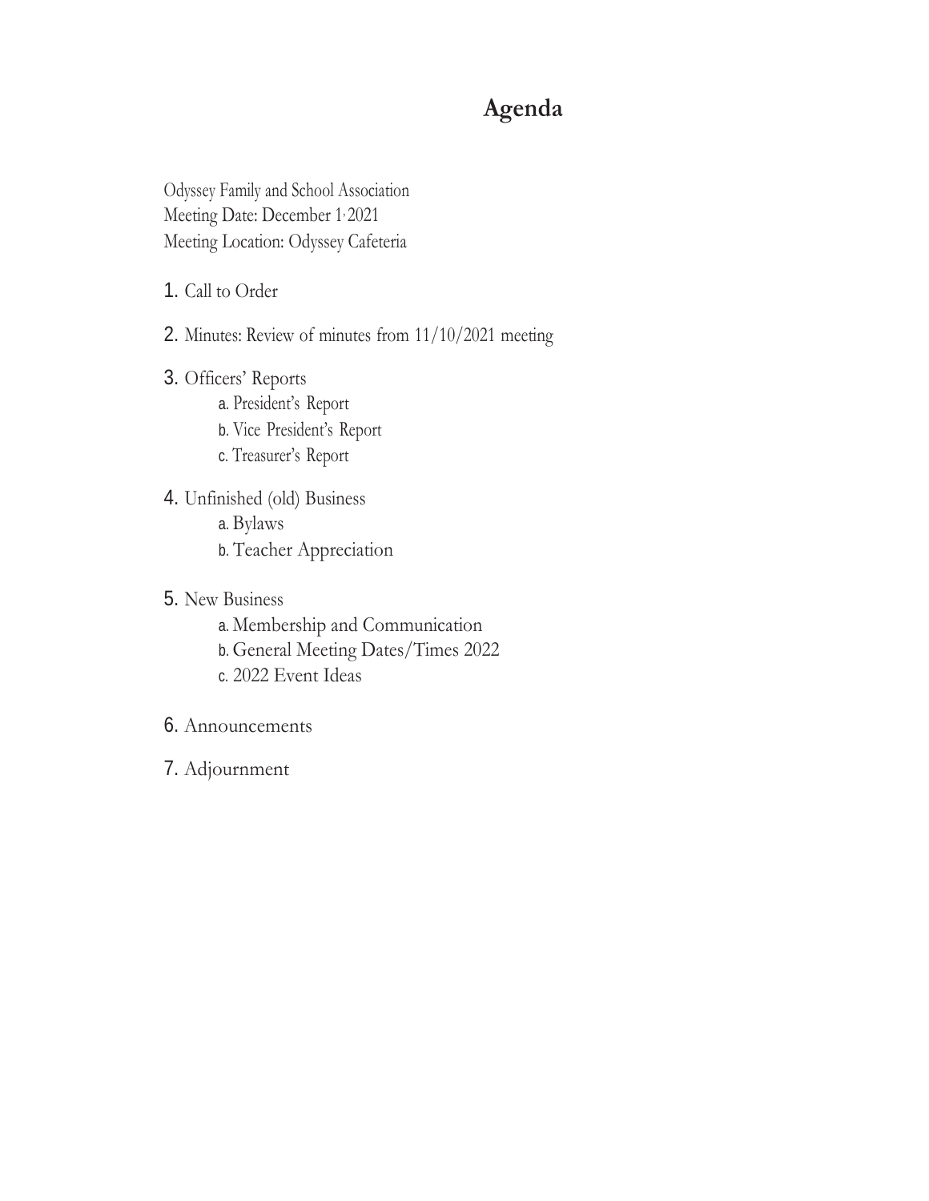# Agenda

Odyssey Family and School Association
Meeting Date: December 1, 2021
Meeting Location: Odyssey Cafeteria

1. Call to Order
2. Minutes: Review of minutes from 11/10/2021 meeting
3. Officers' Reports
   a. President's Report
   b. Vice President's Report
   c. Treasurer's Report
4. Unfinished (old) Business
   a. Bylaws
   b. Teacher Appreciation
5. New Business
   a. Membership and Communication
   b. General Meeting Dates/Times 2022
   c. 2022 Event Ideas
6. Announcements
7. Adjournment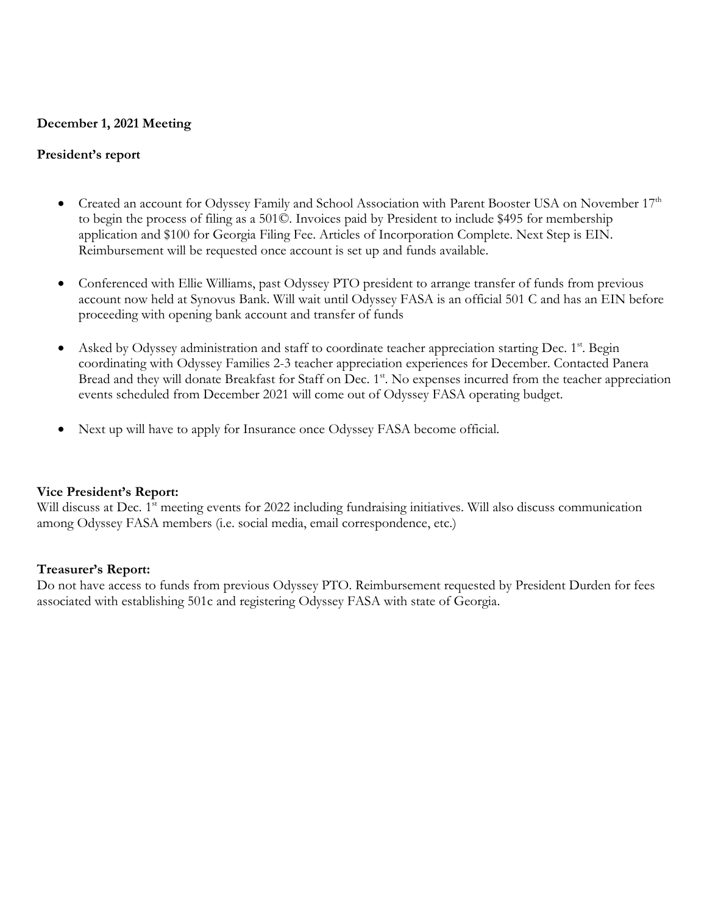**December 1, 2021 Meeting**

**President's report**

- Created an account for Odyssey Family and School Association with Parent Booster USA on November 17th to begin the process of filing as a 501©. Invoices paid by President to include $495 for membership application and $100 for Georgia Filing Fee. Articles of Incorporation Complete. Next Step is EIN. Reimbursement will be requested once account is set up and funds available.

- Conferenced with Ellie Williams, past Odyssey PTO president to arrange transfer of funds from previous account now held at Synovus Bank. Will wait until Odyssey FASA is an official 501 C and has an EIN before proceeding with opening bank account and transfer of funds

- Asked by Odyssey administration and staff to coordinate teacher appreciation starting Dec. 1st. Begin coordinating with Odyssey Families 2-3 teacher appreciation experiences for December. Contacted Panera Bread and they will donate Breakfast for Staff on Dec. 1st. No expenses incurred from the teacher appreciation events scheduled from December 2021 will come out of Odyssey FASA operating budget.

- Next up will have to apply for Insurance once Odyssey FASA become official.

**Vice President's Report:**
Will discuss at Dec. 1st meeting events for 2022 including fundraising initiatives. Will also discuss communication among Odyssey FASA members (i.e. social media, email correspondence, etc.)

**Treasurer's Report:**
Do not have access to funds from previous Odyssey PTO. Reimbursement requested by President Durden for fees associated with establishing 501c and registering Odyssey FASA with state of Georgia.